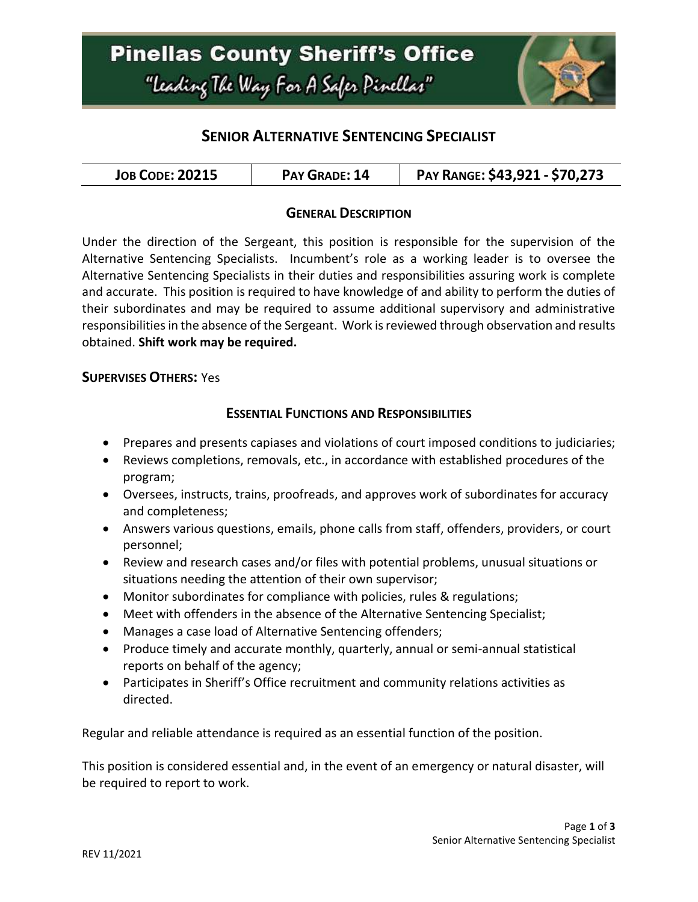# Pinellas County Sheriff's Office

"Leading The Way For A Safer Pinellas"

## Senior Alternative Sentencing Specialist

| Job Code: 20215 | Pay Grade: 14 | Pay Range: $43,921 - $70,273 |
|---|---|---|

### General Description

Under the direction of the Sergeant, this position is responsible for the supervision of the Alternative Sentencing Specialists. Incumbent's role as a working leader is to oversee the Alternative Sentencing Specialists in their duties and responsibilities assuring work is complete and accurate. This position is required to have knowledge of and ability to perform the duties of their subordinates and may be required to assume additional supervisory and administrative responsibilities in the absence of the Sergeant. Work is reviewed through observation and results obtained. **Shift work may be required.**

**Supervises Others:** Yes

### Essential Functions and Responsibilities

- Prepares and presents capiases and violations of court imposed conditions to judiciaries;
- Reviews completions, removals, etc., in accordance with established procedures of the program;
- Oversees, instructs, trains, proofreads, and approves work of subordinates for accuracy and completeness;
- Answers various questions, emails, phone calls from staff, offenders, providers, or court personnel;
- Review and research cases and/or files with potential problems, unusual situations or situations needing the attention of their own supervisor;
- Monitor subordinates for compliance with policies, rules & regulations;
- Meet with offenders in the absence of the Alternative Sentencing Specialist;
- Manages a case load of Alternative Sentencing offenders;
- Produce timely and accurate monthly, quarterly, annual or semi-annual statistical reports on behalf of the agency;
- Participates in Sheriff's Office recruitment and community relations activities as directed.

Regular and reliable attendance is required as an essential function of the position.

This position is considered essential and, in the event of an emergency or natural disaster, will be required to report to work.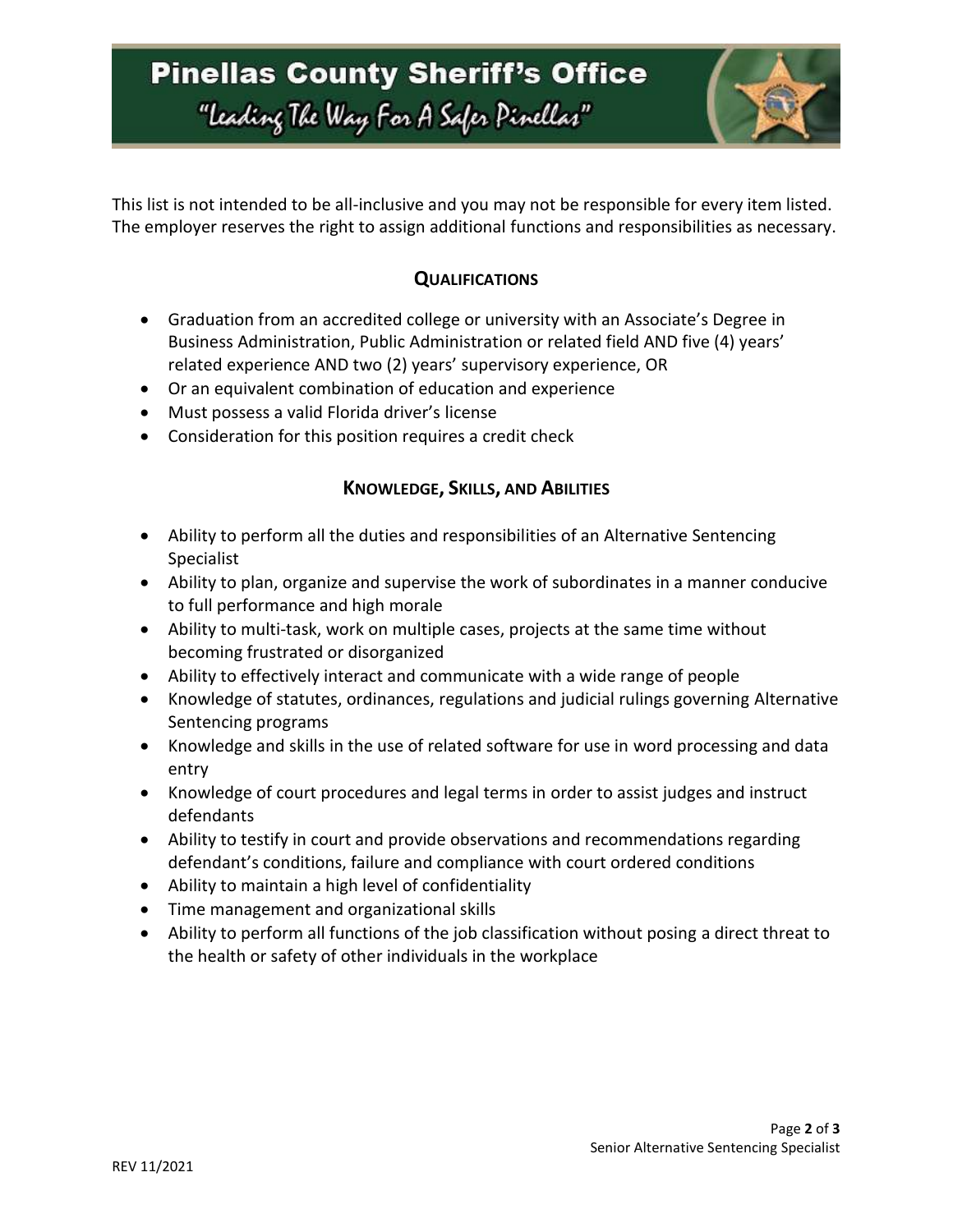This list is not intended to be all-inclusive and you may not be responsible for every item listed. The employer reserves the right to assign additional functions and responsibilities as necessary.

## Qualifications

- Graduation from an accredited college or university with an Associate's Degree in Business Administration, Public Administration or related field AND five (4) years' related experience AND two (2) years' supervisory experience, OR
- Or an equivalent combination of education and experience
- Must possess a valid Florida driver's license
- Consideration for this position requires a credit check

## Knowledge, Skills, and Abilities

- Ability to perform all the duties and responsibilities of an Alternative Sentencing Specialist
- Ability to plan, organize and supervise the work of subordinates in a manner conducive to full performance and high morale
- Ability to multi-task, work on multiple cases, projects at the same time without becoming frustrated or disorganized
- Ability to effectively interact and communicate with a wide range of people
- Knowledge of statutes, ordinances, regulations and judicial rulings governing Alternative Sentencing programs
- Knowledge and skills in the use of related software for use in word processing and data entry
- Knowledge of court procedures and legal terms in order to assist judges and instruct defendants
- Ability to testify in court and provide observations and recommendations regarding defendant's conditions, failure and compliance with court ordered conditions
- Ability to maintain a high level of confidentiality
- Time management and organizational skills
- Ability to perform all functions of the job classification without posing a direct threat to the health or safety of other individuals in the workplace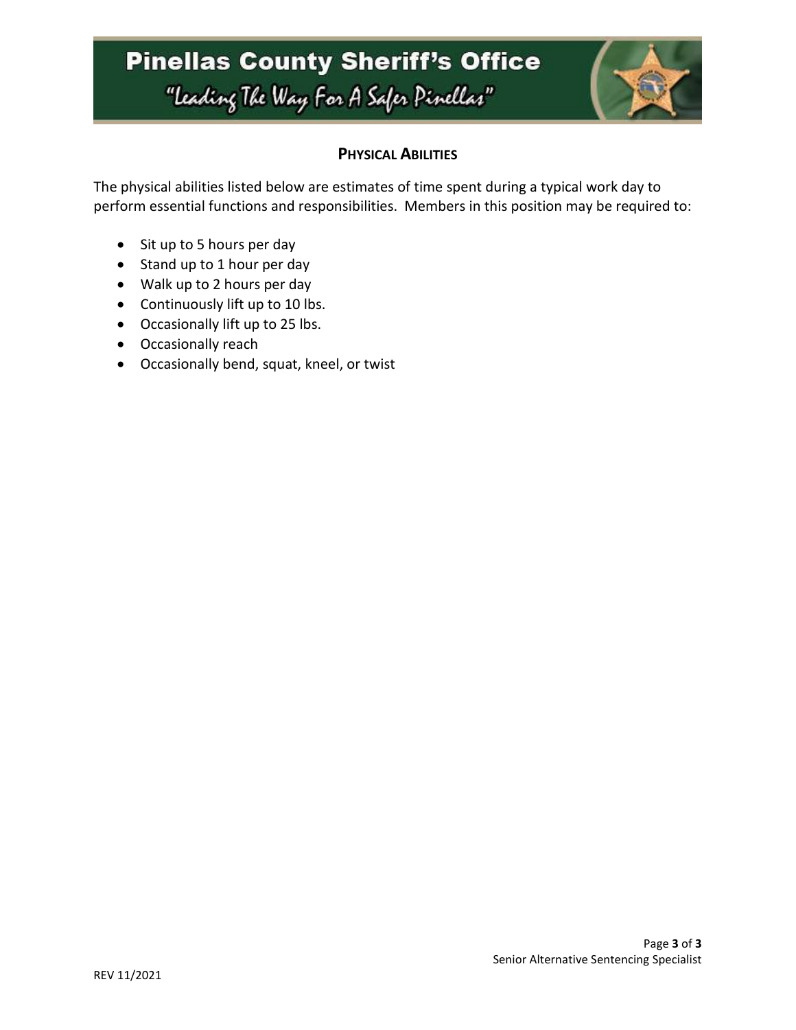## Physical Abilities

The physical abilities listed below are estimates of time spent during a typical work day to perform essential functions and responsibilities. Members in this position may be required to:

- Sit up to 5 hours per day
- Stand up to 1 hour per day
- Walk up to 2 hours per day
- Continuously lift up to 10 lbs.
- Occasionally lift up to 25 lbs.
- Occasionally reach
- Occasionally bend, squat, kneel, or twist